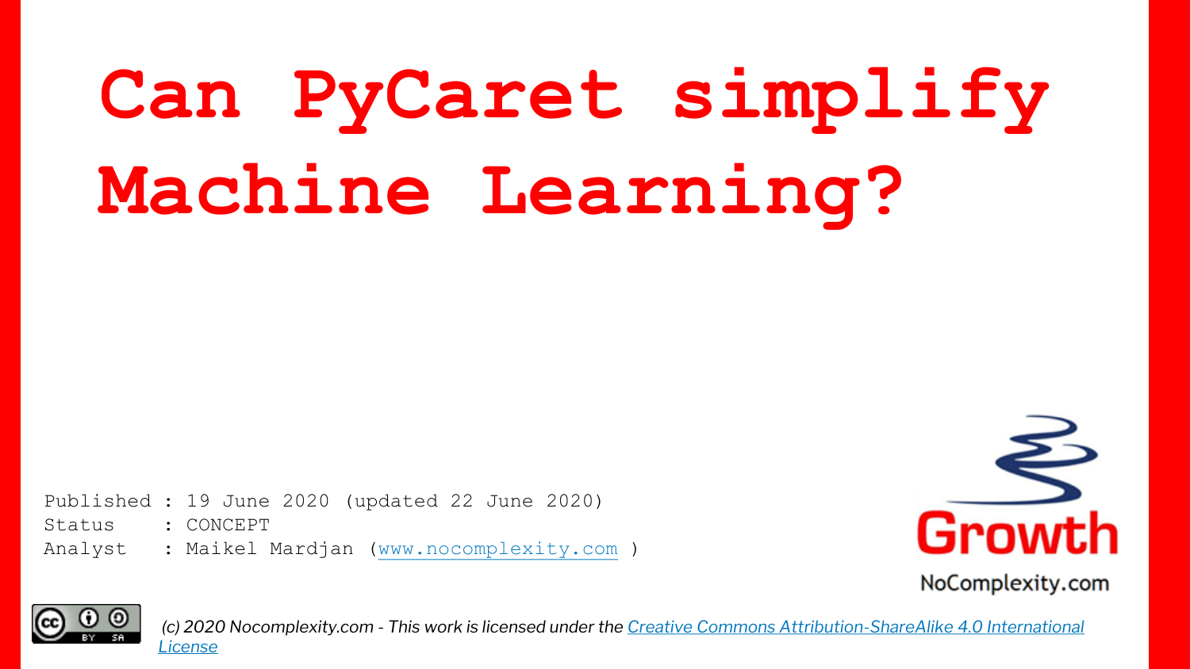# Can PyCaret simplify Machine Learning?

```
Published : 19 June 2020 (updated 22 June 2020)
Status    : CONCEPT
Analyst   : Maikel Mardjan (www.nocomplexity.com )
```

Growth

NoComplexity.com

*(c) 2020 Nocomplexity.com - This work is licensed under the [Creative Commons Attribution-ShareAlike 4.0 International License](https://creativecommons.org/licenses/by-sa/4.0/)*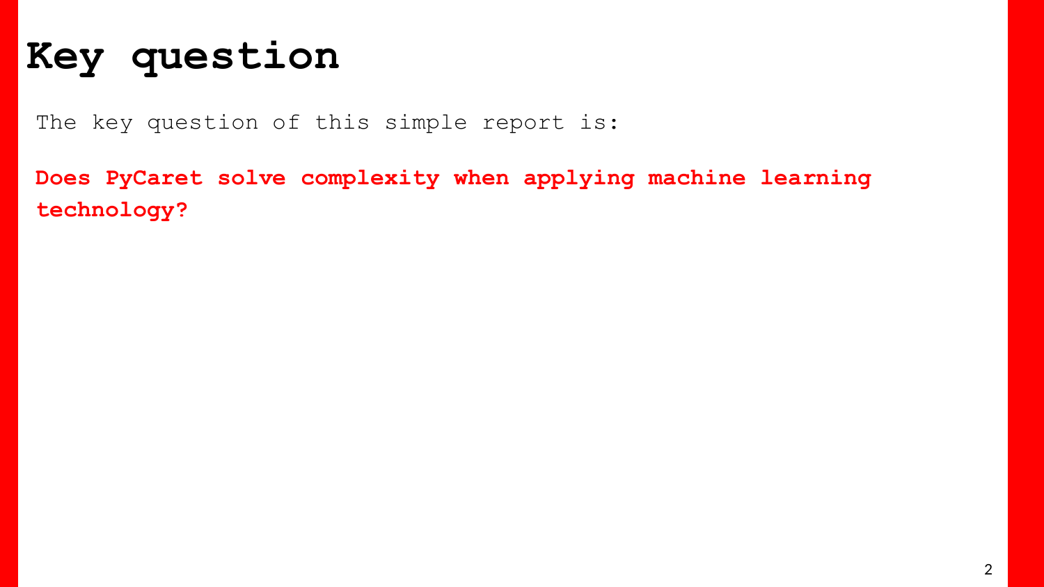# Key question

The key question of this simple report is:

**Does PyCaret solve complexity when applying machine learning technology?**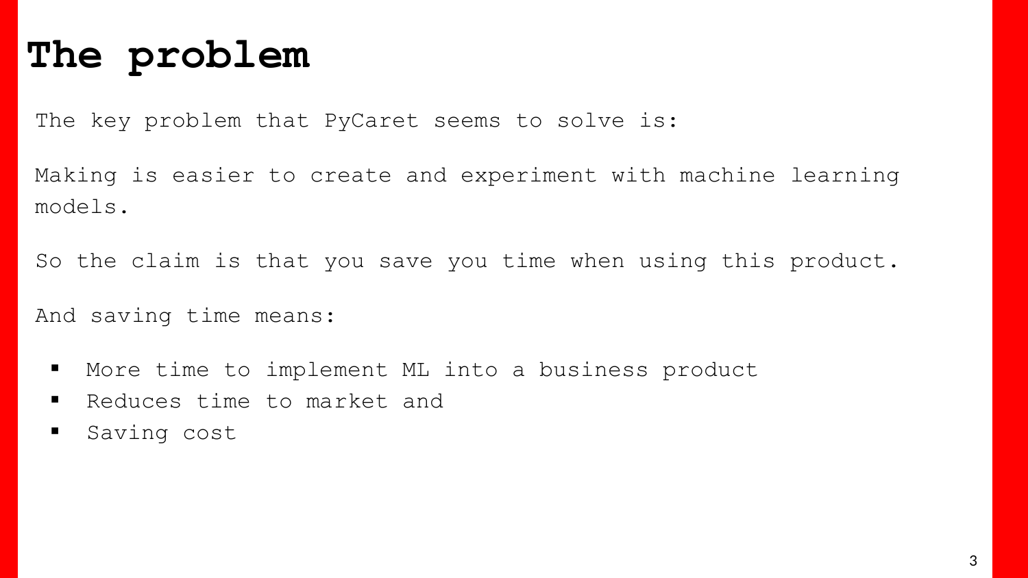# The problem

The key problem that PyCaret seems to solve is:

Making is easier to create and experiment with machine learning models.

So the claim is that you save you time when using this product.

And saving time means:

- More time to implement ML into a business product
- Reduces time to market and
- Saving cost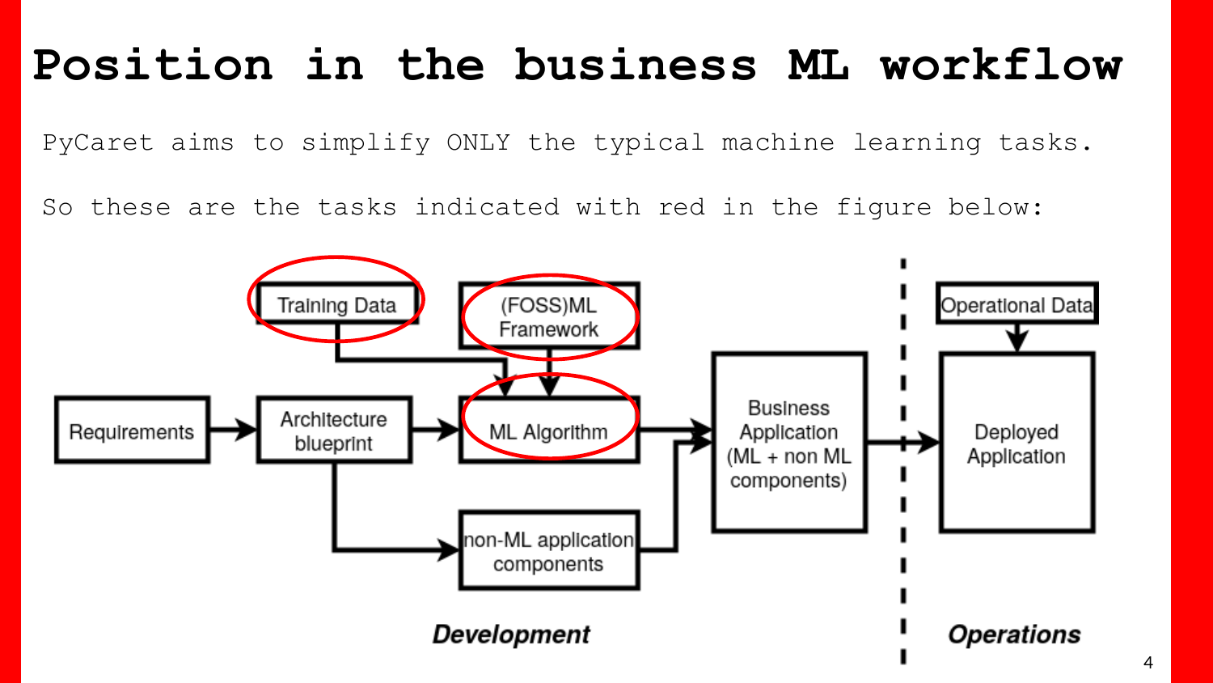# Position in the business ML workflow

PyCaret aims to simplify ONLY the typical machine learning tasks.

So these are the tasks indicated with red in the figure below:

Training Data

(FOSS)ML Framework

Requirements

Architecture blueprint

ML Algorithm

non-ML application components

Business Application (ML + non ML components)

Operational Data

Deployed Application

***Development***

***Operations***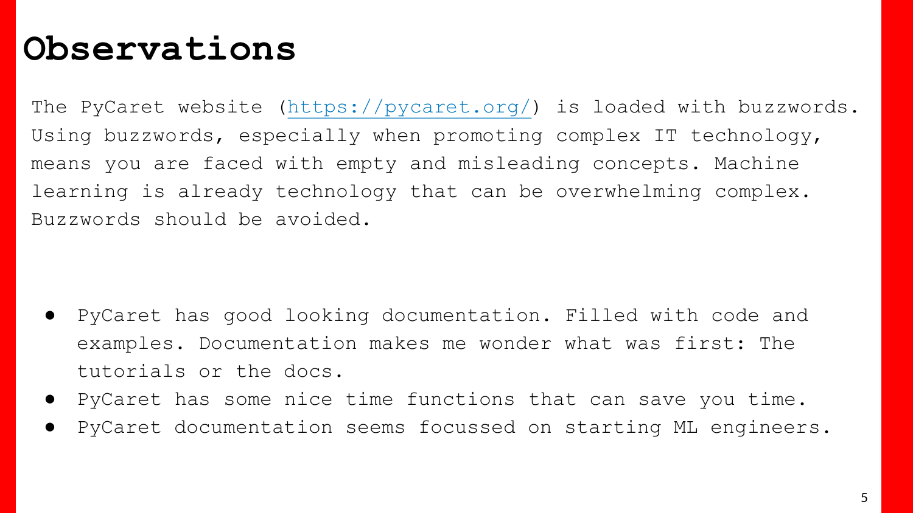# Observations

The PyCaret website ([https://pycaret.org/](https://pycaret.org/)) is loaded with buzzwords. Using buzzwords, especially when promoting complex IT technology, means you are faced with empty and misleading concepts. Machine learning is already technology that can be overwhelming complex. Buzzwords should be avoided.

- PyCaret has good looking documentation. Filled with code and examples. Documentation makes me wonder what was first: The tutorials or the docs.
- PyCaret has some nice time functions that can save you time.
- PyCaret documentation seems focussed on starting ML engineers.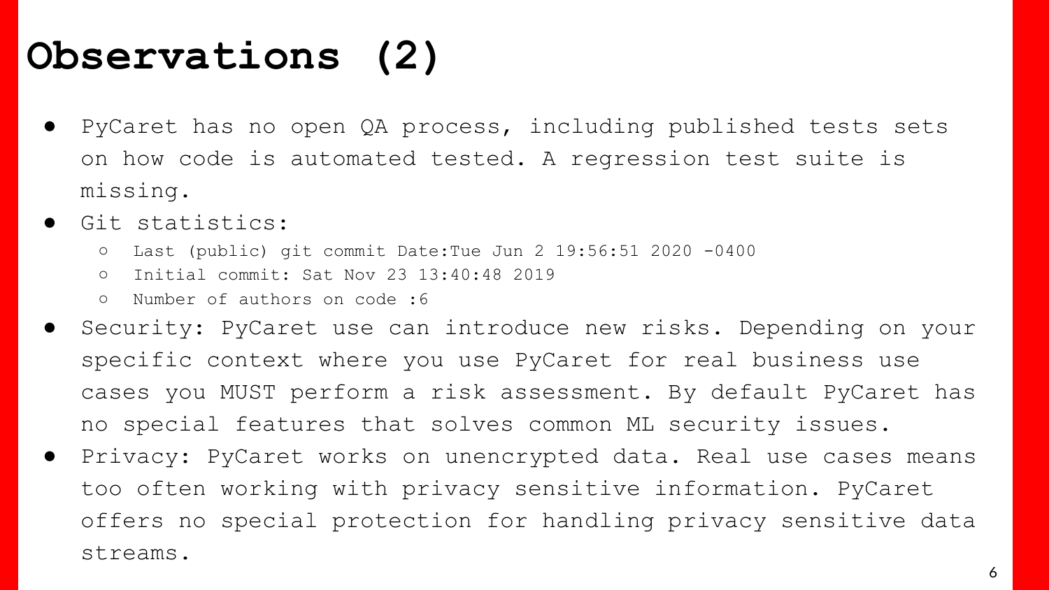# Observations (2)

- PyCaret has no open QA process, including published tests sets on how code is automated tested. A regression test suite is missing.
- Git statistics:
  - Last (public) git commit Date:Tue Jun 2 19:56:51 2020 -0400
  - Initial commit: Sat Nov 23 13:40:48 2019
  - Number of authors on code :6
- Security: PyCaret use can introduce new risks. Depending on your specific context where you use PyCaret for real business use cases you MUST perform a risk assessment. By default PyCaret has no special features that solves common ML security issues.
- Privacy: PyCaret works on unencrypted data. Real use cases means too often working with privacy sensitive information. PyCaret offers no special protection for handling privacy sensitive data streams.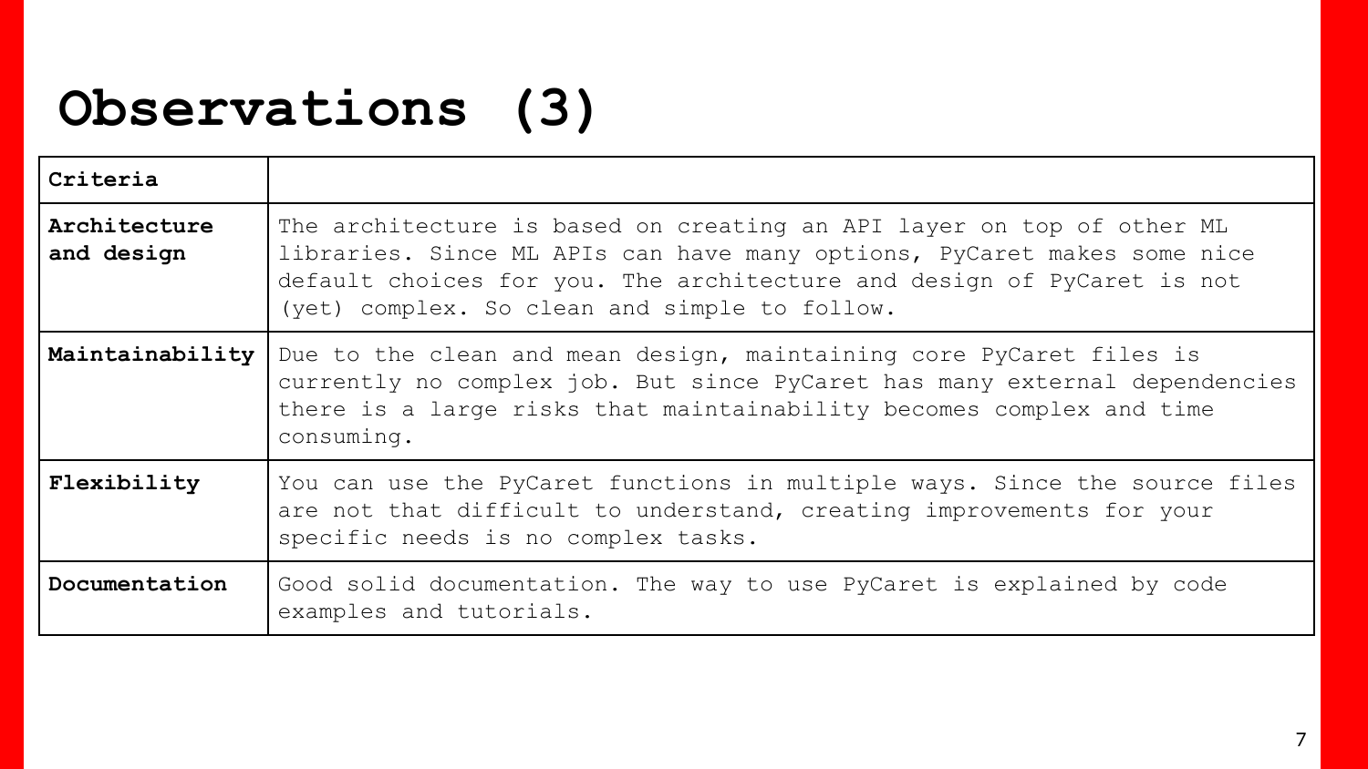# Observations (3)

| Criteria | |
|---|---|
| **Architecture and design** | The architecture is based on creating an API layer on top of other ML libraries. Since ML APIs can have many options, PyCaret makes some nice default choices for you. The architecture and design of PyCaret is not (yet) complex. So clean and simple to follow. |
| **Maintainability** | Due to the clean and mean design, maintaining core PyCaret files is currently no complex job. But since PyCaret has many external dependencies there is a large risks that maintainability becomes complex and time consuming. |
| **Flexibility** | You can use the PyCaret functions in multiple ways. Since the source files are not that difficult to understand, creating improvements for your specific needs is no complex tasks. |
| **Documentation** | Good solid documentation. The way to use PyCaret is explained by code examples and tutorials. |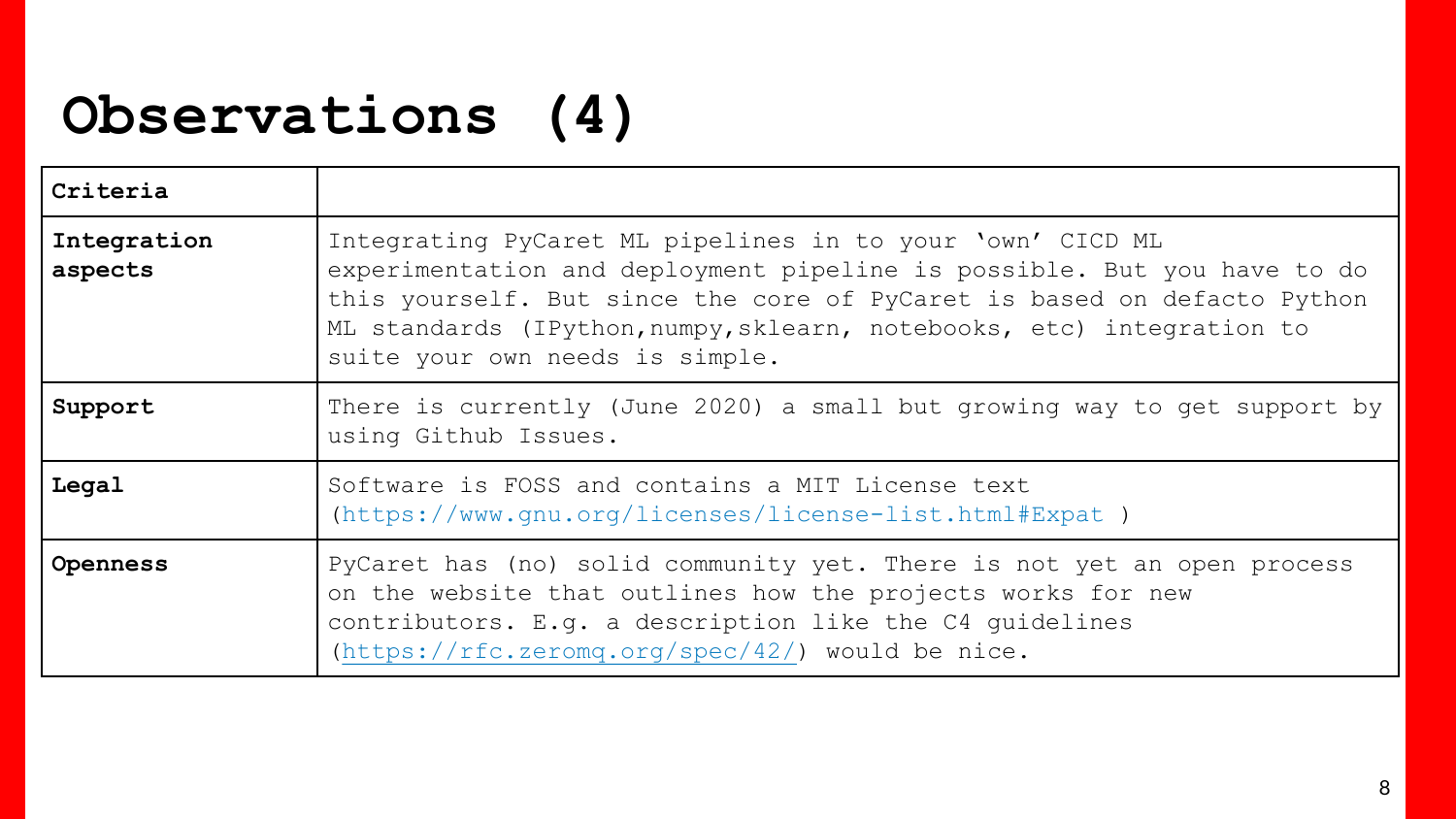# Observations (4)

| Criteria | |
|---|---|
| **Integration aspects** | Integrating PyCaret ML pipelines in to your 'own' CICD ML experimentation and deployment pipeline is possible. But you have to do this yourself. But since the core of PyCaret is based on defacto Python ML standards (IPython,numpy,sklearn, notebooks, etc) integration to suite your own needs is simple. |
| **Support** | There is currently (June 2020) a small but growing way to get support by using Github Issues. |
| **Legal** | Software is FOSS and contains a MIT License text (https://www.gnu.org/licenses/license-list.html#Expat ) |
| **Openness** | PyCaret has (no) solid community yet. There is not yet an open process on the website that outlines how the projects works for new contributors. E.g. a description like the C4 guidelines (https://rfc.zeromq.org/spec/42/) would be nice. |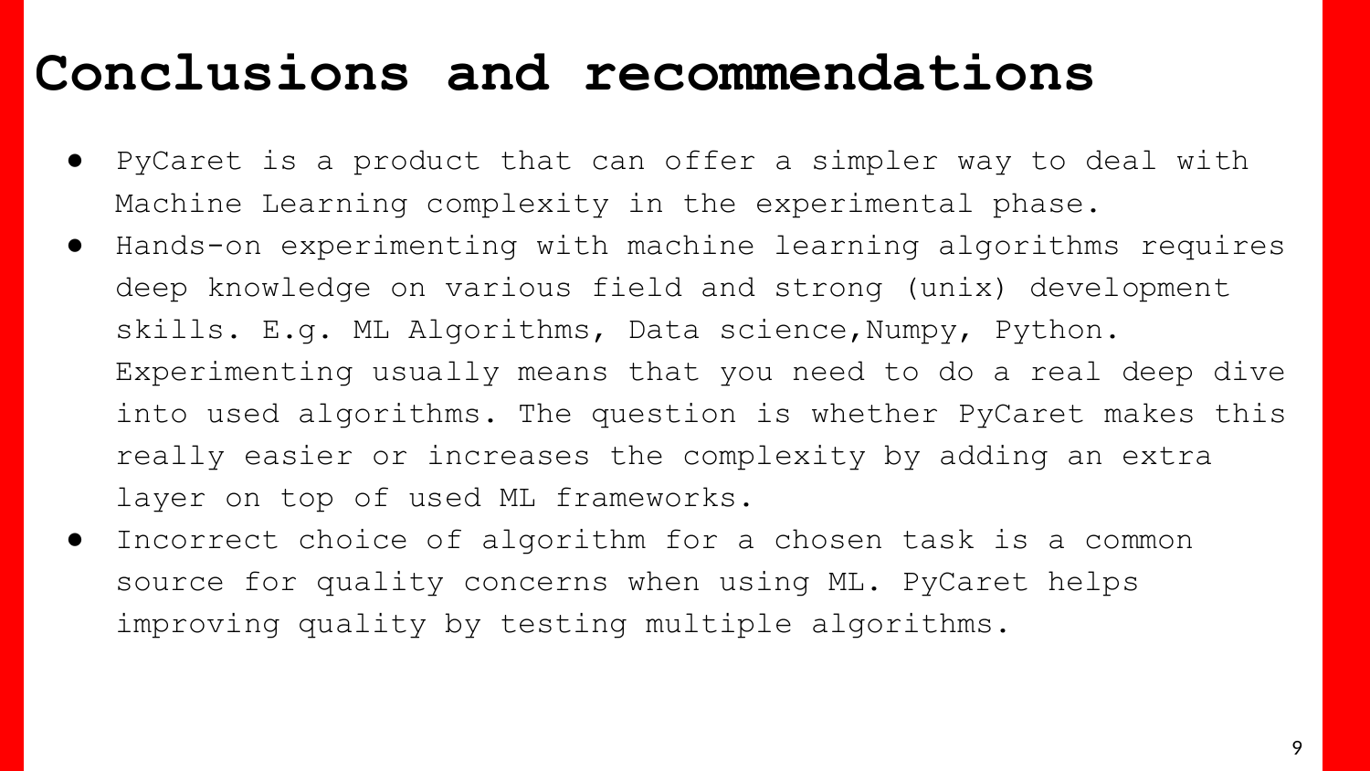# Conclusions and recommendations

- PyCaret is a product that can offer a simpler way to deal with Machine Learning complexity in the experimental phase.
- Hands-on experimenting with machine learning algorithms requires deep knowledge on various field and strong (unix) development skills. E.g. ML Algorithms, Data science,Numpy, Python. Experimenting usually means that you need to do a real deep dive into used algorithms. The question is whether PyCaret makes this really easier or increases the complexity by adding an extra layer on top of used ML frameworks.
- Incorrect choice of algorithm for a chosen task is a common source for quality concerns when using ML. PyCaret helps improving quality by testing multiple algorithms.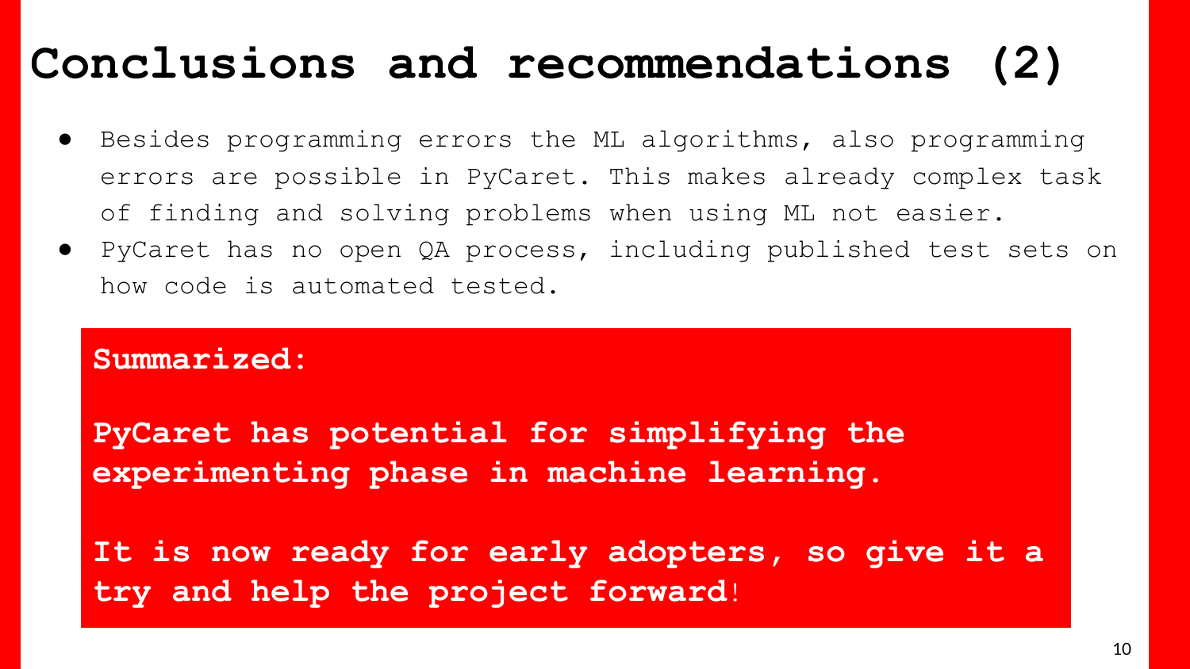# Conclusions and recommendations (2)

- Besides programming errors the ML algorithms, also programming errors are possible in PyCaret. This makes already complex task of finding and solving problems when using ML not easier.
- PyCaret has no open QA process, including published test sets on how code is automated tested.

**Summarized:**

**PyCaret has potential for simplifying the experimenting phase in machine learning.**

**It is now ready for early adopters, so give it a try and help the project forward!**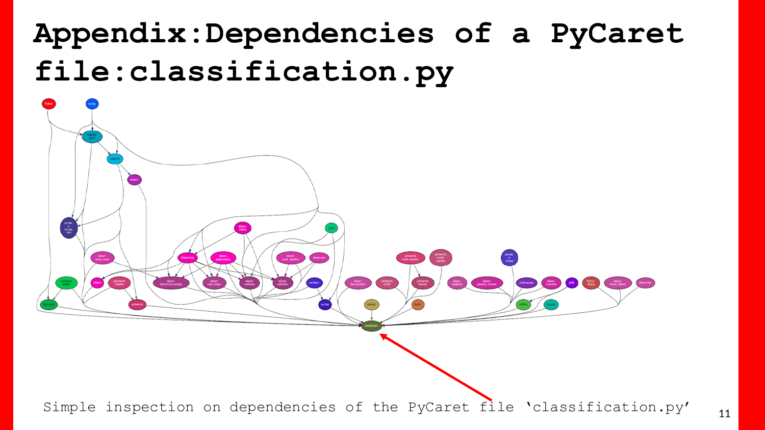# Appendix:Dependencies of a PyCaret file:classification.py

Python

numpy

matplotlib.pyplot

matplotlib

seaborn

pandas.io.formats.style

sklearn.metrics

plotly

sklearn.linear_model

sklearn.base

sklearn.preprocessing

sklearn.model_selection

sklearn.svm

yellowbrick.model_selection

yellowbrick.contrib.classifier

pandas.io.formats

ipywidgets.widgets

sklearn

yellowbrick.classifier

sklearn.discriminant_analysis

sklearn.naive_bayes

sklearn.multiclass

sklearn.calibration

pandas.io

sklearn.decomposition

yellowbrick.contrib

yellowbrick.features

sklearn.neighbors

sklearn.gaussian_process

plotly.express

sklearn.ensemble

plotly

IPython.display

sklearn.neural_network

sklearn.tree

ipywidgets

yellowbrick

pandas

xgboost

lightgbm

cufflinks

lightgbm

classification

Simple inspection on dependencies of the PyCaret file 'classification.py'